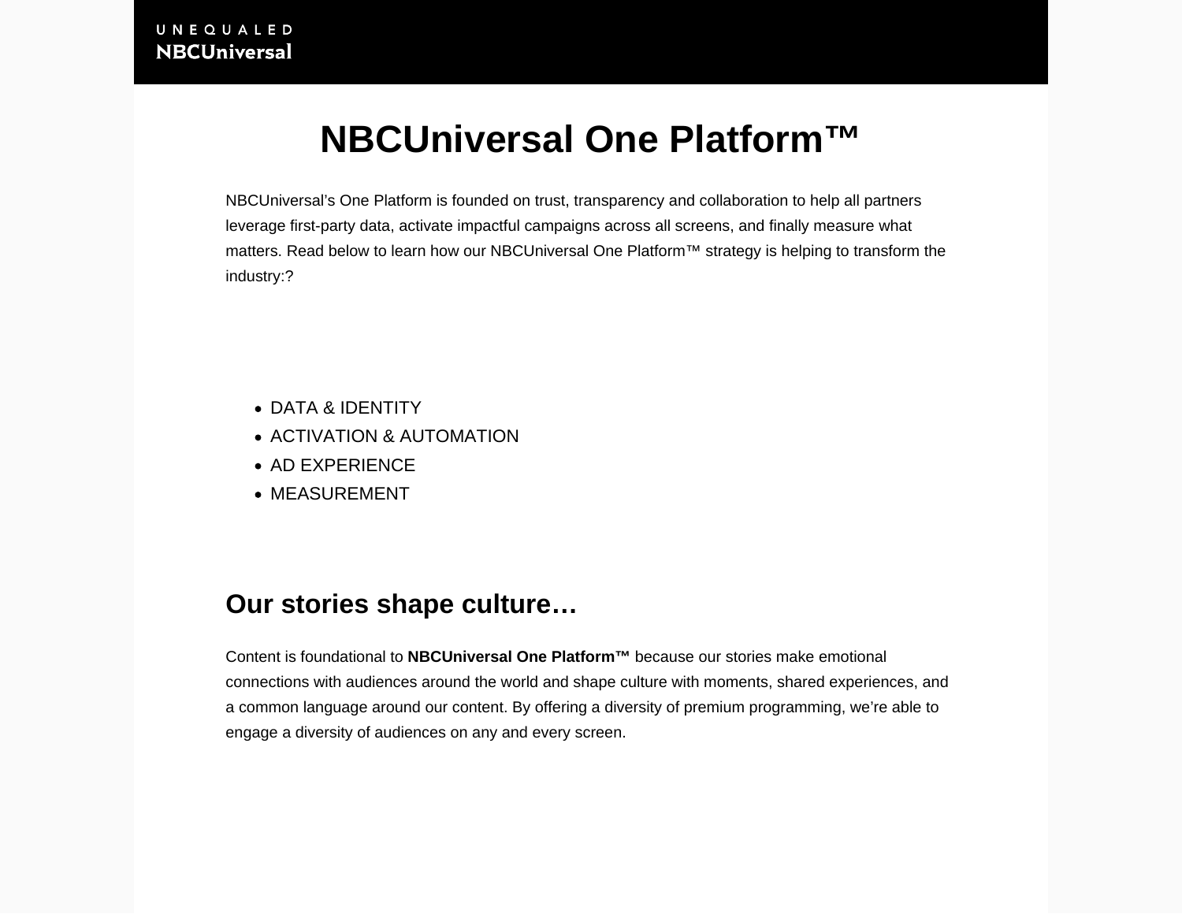UNEQUALED
NBCUniversal

# NBCUniversal One Platform™

NBCUniversal's One Platform is founded on trust, transparency and collaboration to help all partners leverage first-party data, activate impactful campaigns across all screens, and finally measure what matters. Read below to learn how our NBCUniversal One Platform™ strategy is helping to transform the industry:?

- DATA & IDENTITY
- ACTIVATION & AUTOMATION
- AD EXPERIENCE
- MEASUREMENT

## Our stories shape culture…

Content is foundational to **NBCUniversal One Platform™** because our stories make emotional connections with audiences around the world and shape culture with moments, shared experiences, and a common language around our content. By offering a diversity of premium programming, we're able to engage a diversity of audiences on any and every screen.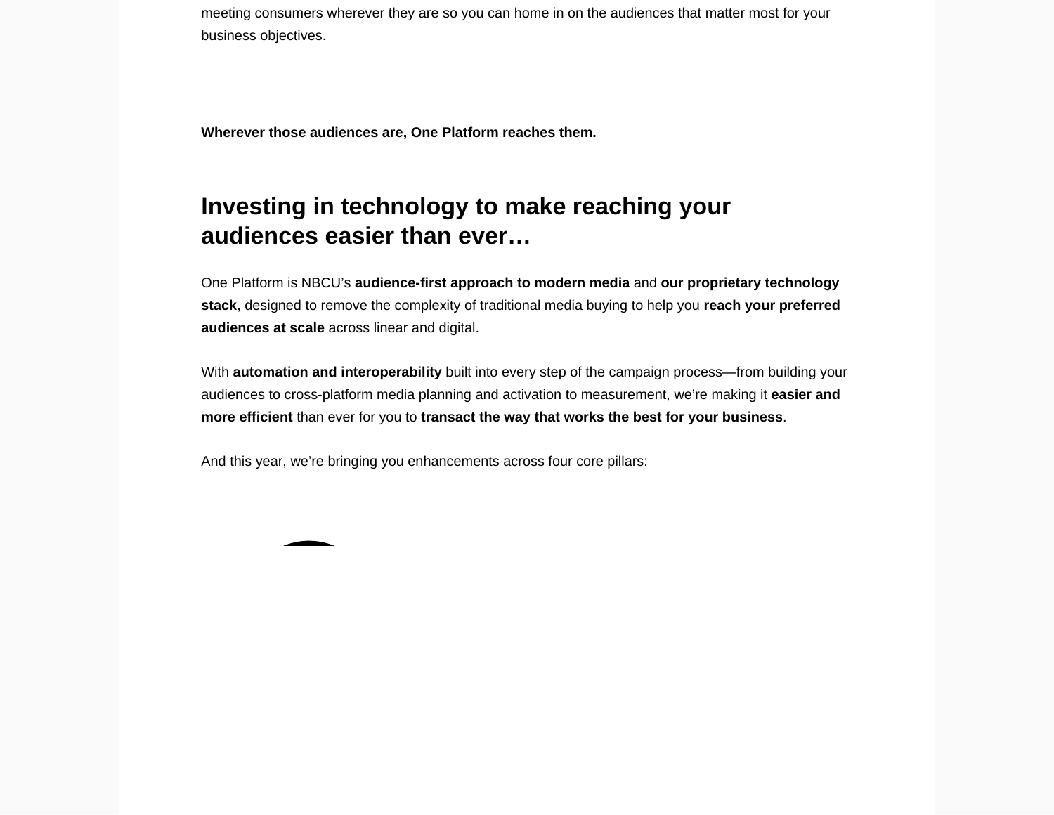meeting consumers wherever they are so you can home in on the audiences that matter most for your business objectives.

**Wherever those audiences are, One Platform reaches them.**

## Investing in technology to make reaching your audiences easier than ever…

One Platform is NBCU's **audience-first approach to modern media** and **our proprietary technology stack**, designed to remove the complexity of traditional media buying to help you **reach your preferred audiences at scale** across linear and digital.

With **automation and interoperability** built into every step of the campaign process—from building your audiences to cross-platform media planning and activation to measurement, we're making it **easier and more efficient** than ever for you to **transact the way that works the best for your business**.

And this year, we're bringing you enhancements across four core pillars: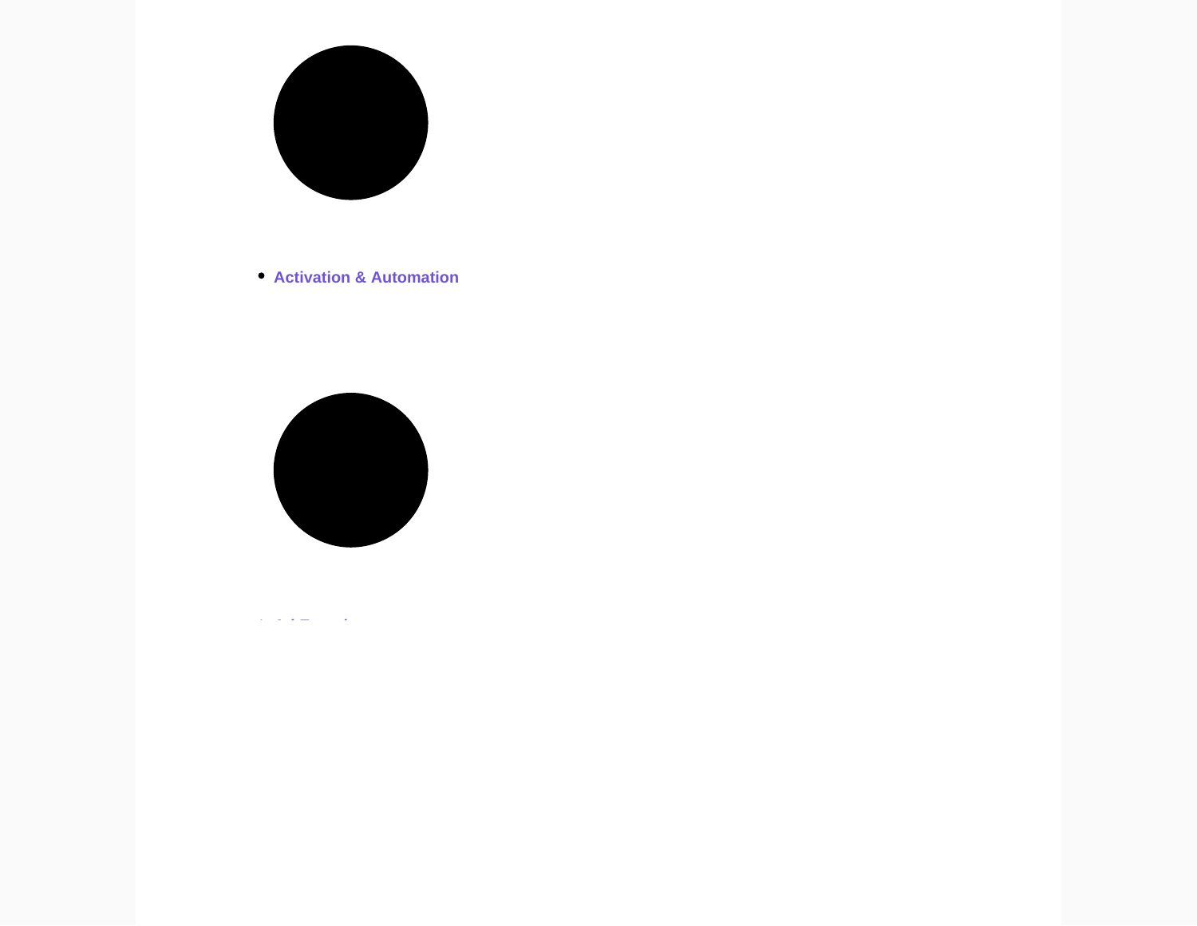- **Activation & Automation**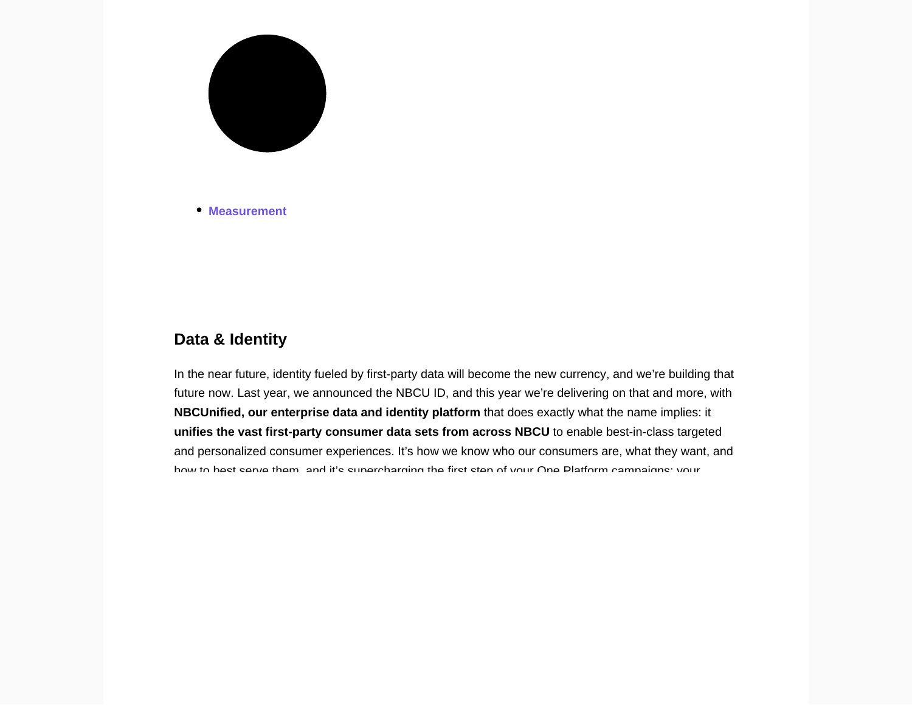- **Measurement**

## Data & Identity

In the near future, identity fueled by first-party data will become the new currency, and we're building that future now. Last year, we announced the NBCU ID, and this year we're delivering on that and more, with **NBCUnified, our enterprise data and identity platform** that does exactly what the name implies: it **unifies the vast first-party consumer data sets from across NBCU** to enable best-in-class targeted and personalized consumer experiences. It's how we know who our consumers are, what they want, and how to best serve them, and it's supercharging the first step of your One Platform campaigns: your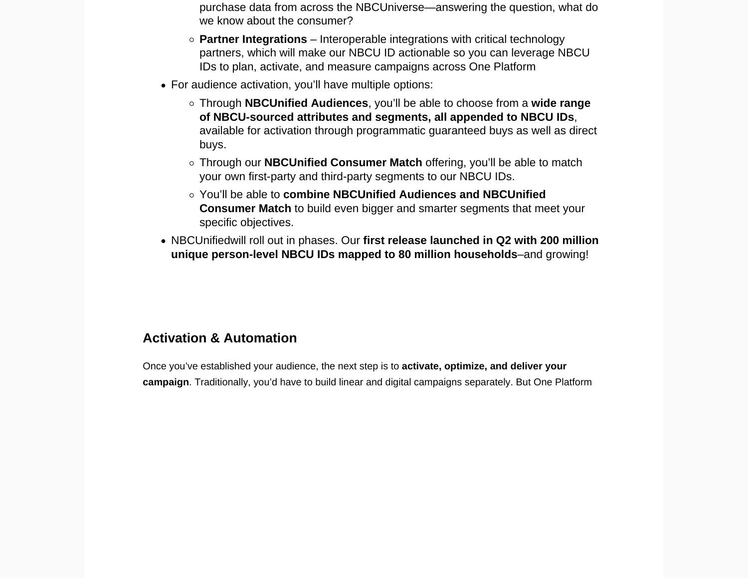purchase data from across the NBCUniverse—answering the question, what do we know about the consumer?
  - **Partner Integrations** – Interoperable integrations with critical technology partners, which will make our NBCU ID actionable so you can leverage NBCU IDs to plan, activate, and measure campaigns across One Platform
- For audience activation, you'll have multiple options:
  - Through **NBCUnified Audiences**, you'll be able to choose from a **wide range of NBCU-sourced attributes and segments, all appended to NBCU IDs**, available for activation through programmatic guaranteed buys as well as direct buys.
  - Through our **NBCUnified Consumer Match** offering, you'll be able to match your own first-party and third-party segments to our NBCU IDs.
  - You'll be able to **combine NBCUnified Audiences and NBCUnified Consumer Match** to build even bigger and smarter segments that meet your specific objectives.
- NBCUnifiedwill roll out in phases. Our **first release launched in Q2 with 200 million unique person-level NBCU IDs mapped to 80 million households**–and growing!

### Activation & Automation

Once you've established your audience, the next step is to **activate, optimize, and deliver your campaign**. Traditionally, you'd have to build linear and digital campaigns separately. But One Platform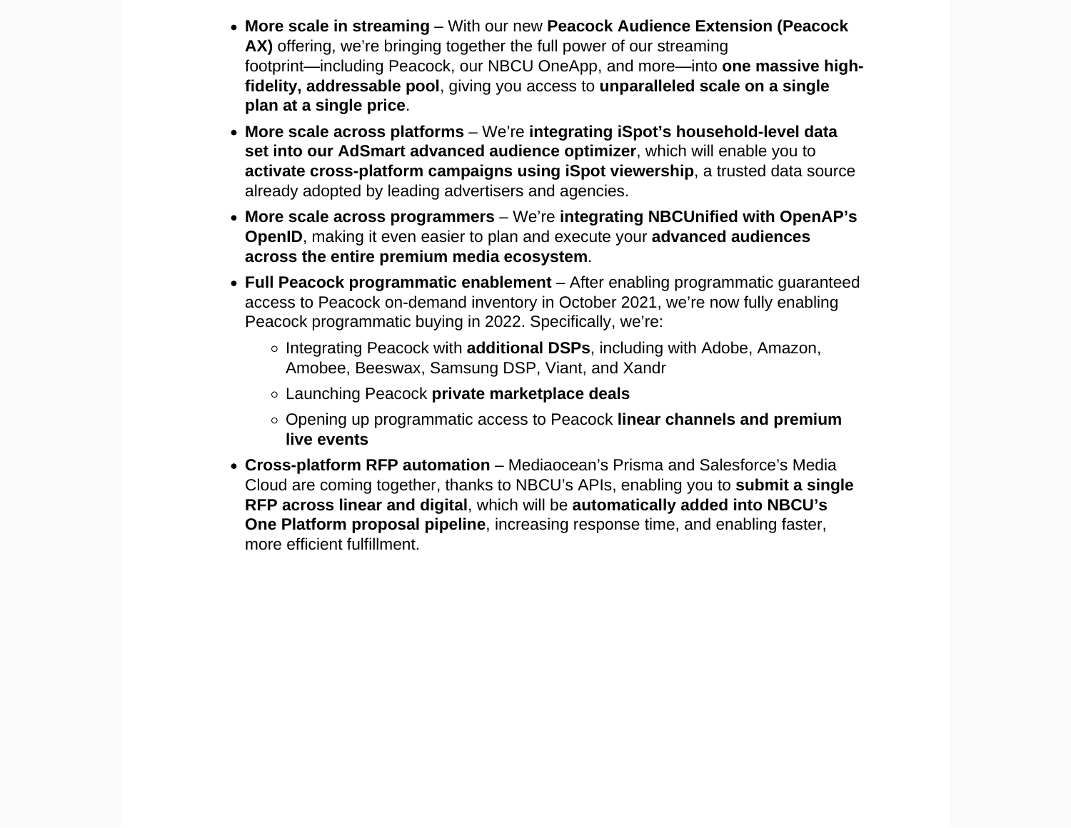- **More scale in streaming** – With our new **Peacock Audience Extension (Peacock AX)** offering, we're bringing together the full power of our streaming footprint—including Peacock, our NBCU OneApp, and more—into **one massive high-fidelity, addressable pool**, giving you access to **unparalleled scale on a single plan at a single price**.
- **More scale across platforms** – We're **integrating iSpot's household-level data set into our AdSmart advanced audience optimizer**, which will enable you to **activate cross-platform campaigns using iSpot viewership**, a trusted data source already adopted by leading advertisers and agencies.
- **More scale across programmers** – We're **integrating NBCUnified with OpenAP's OpenID**, making it even easier to plan and execute your **advanced audiences across the entire premium media ecosystem**.
- **Full Peacock programmatic enablement** – After enabling programmatic guaranteed access to Peacock on-demand inventory in October 2021, we're now fully enabling Peacock programmatic buying in 2022. Specifically, we're:
  - Integrating Peacock with **additional DSPs**, including with Adobe, Amazon, Amobee, Beeswax, Samsung DSP, Viant, and Xandr
  - Launching Peacock **private marketplace deals**
  - Opening up programmatic access to Peacock **linear channels and premium live events**
- **Cross-platform RFP automation** – Mediaocean's Prisma and Salesforce's Media Cloud are coming together, thanks to NBCU's APIs, enabling you to **submit a single RFP across linear and digital**, which will be **automatically added into NBCU's One Platform proposal pipeline**, increasing response time, and enabling faster, more efficient fulfillment.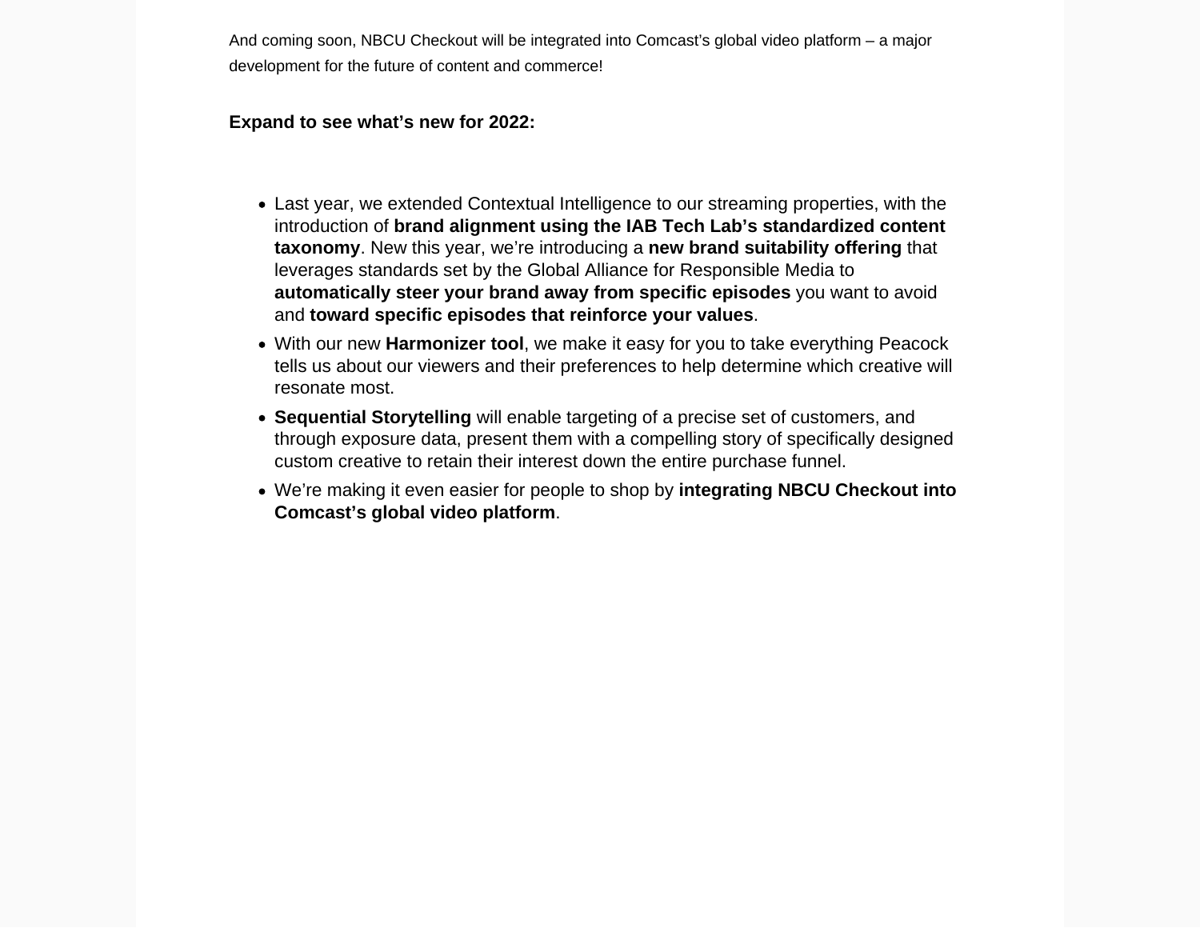And coming soon, NBCU Checkout will be integrated into Comcast's global video platform – a major development for the future of content and commerce!

**Expand to see what's new for 2022:**

- Last year, we extended Contextual Intelligence to our streaming properties, with the introduction of **brand alignment using the IAB Tech Lab's standardized content taxonomy**. New this year, we're introducing a **new brand suitability offering** that leverages standards set by the Global Alliance for Responsible Media to **automatically steer your brand away from specific episodes** you want to avoid and **toward specific episodes that reinforce your values**.
- With our new **Harmonizer tool**, we make it easy for you to take everything Peacock tells us about our viewers and their preferences to help determine which creative will resonate most.
- **Sequential Storytelling** will enable targeting of a precise set of customers, and through exposure data, present them with a compelling story of specifically designed custom creative to retain their interest down the entire purchase funnel.
- We're making it even easier for people to shop by **integrating NBCU Checkout into Comcast's global video platform**.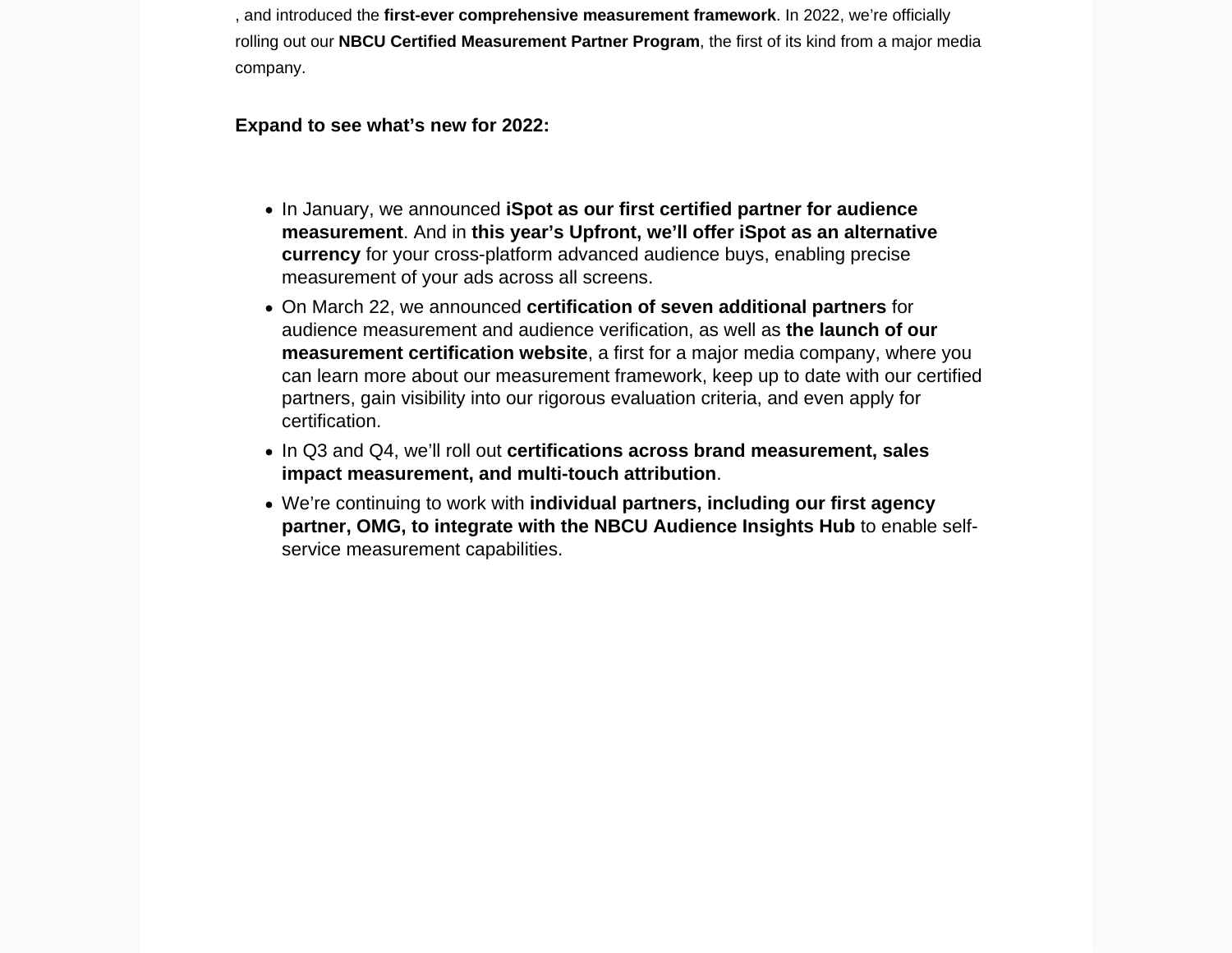, and introduced the **first-ever comprehensive measurement framework**. In 2022, we're officially rolling out our **NBCU Certified Measurement Partner Program**, the first of its kind from a major media company.

**Expand to see what's new for 2022:**

- In January, we announced **iSpot as our first certified partner for audience measurement**. And in **this year's Upfront, we'll offer iSpot as an alternative currency** for your cross-platform advanced audience buys, enabling precise measurement of your ads across all screens.
- On March 22, we announced **certification of seven additional partners** for audience measurement and audience verification, as well as **the launch of our measurement certification website**, a first for a major media company, where you can learn more about our measurement framework, keep up to date with our certified partners, gain visibility into our rigorous evaluation criteria, and even apply for certification.
- In Q3 and Q4, we'll roll out **certifications across brand measurement, sales impact measurement, and multi-touch attribution**.
- We're continuing to work with **individual partners, including our first agency partner, OMG, to integrate with the NBCU Audience Insights Hub** to enable self-service measurement capabilities.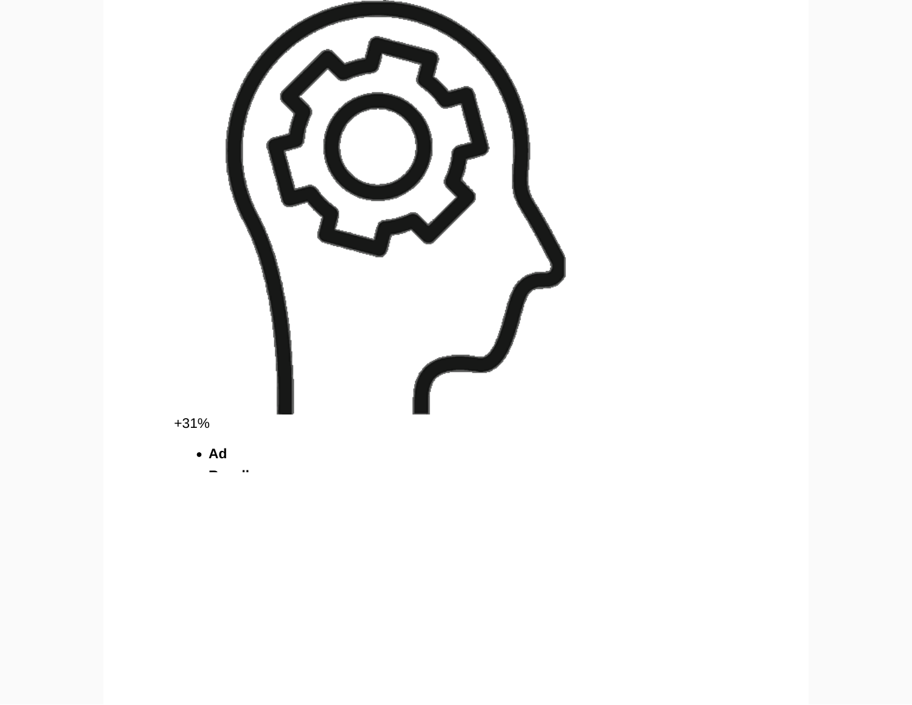+31%

- **Ad**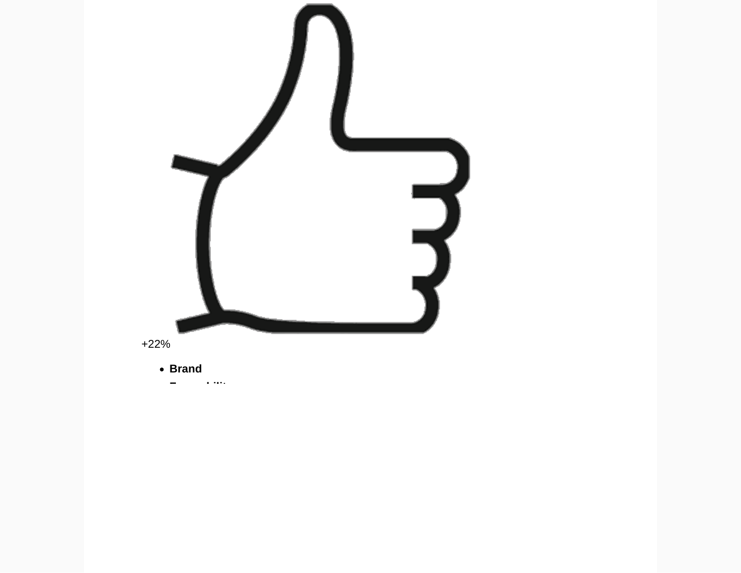+22%

- **Brand**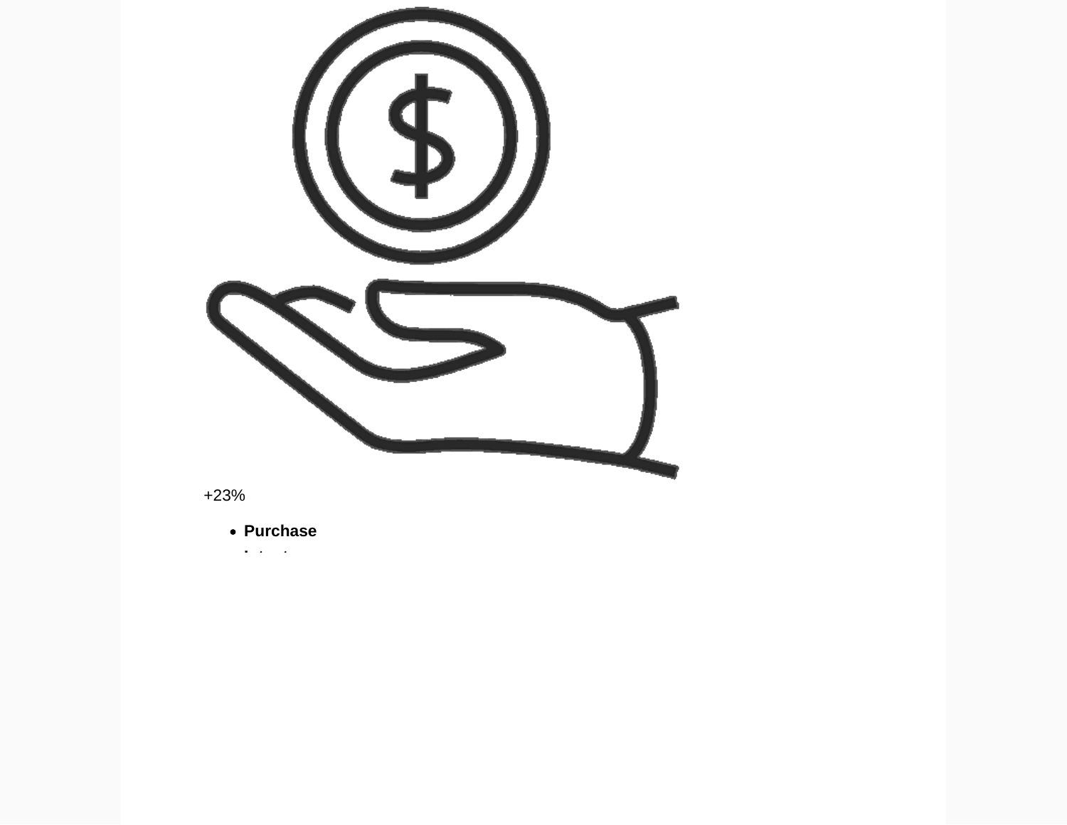+23%

- **Purchase Intent**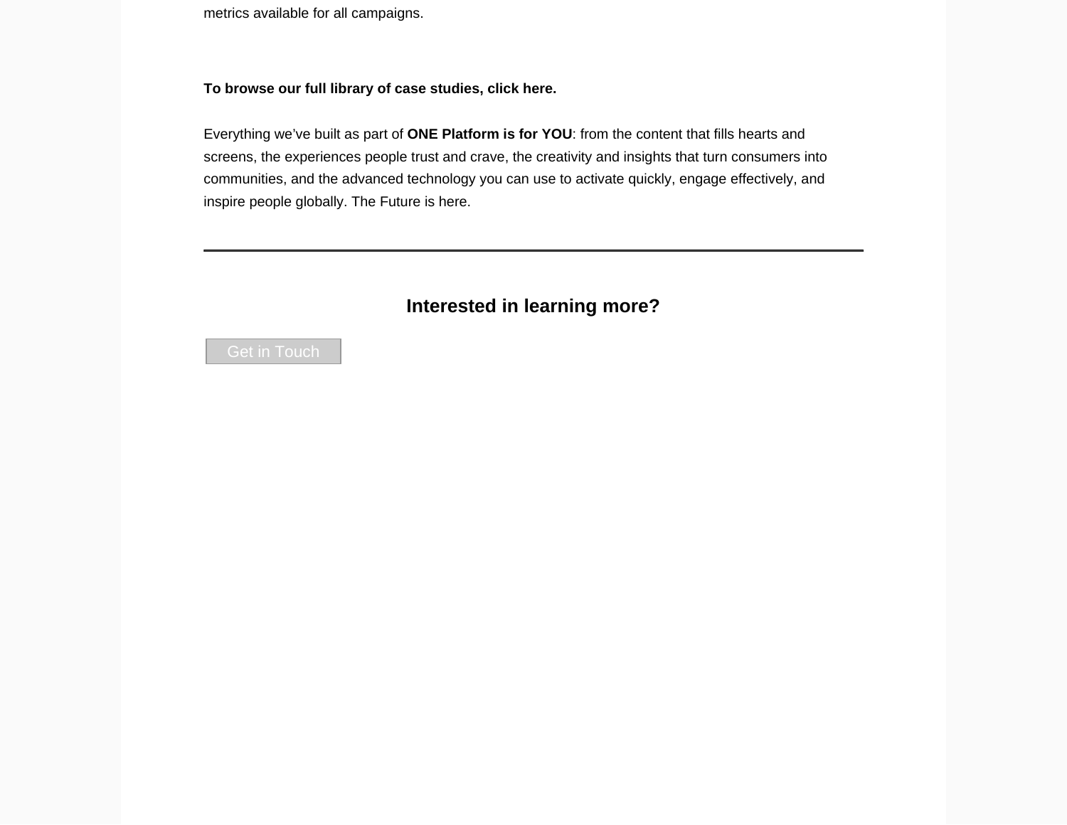metrics available for all campaigns.

**To browse our full library of case studies, click here.**

Everything we've built as part of **ONE Platform is for YOU**: from the content that fills hearts and screens, the experiences people trust and crave, the creativity and insights that turn consumers into communities, and the advanced technology you can use to activate quickly, engage effectively, and inspire people globally. The Future is here.

---

## Interested in learning more?

Get in Touch